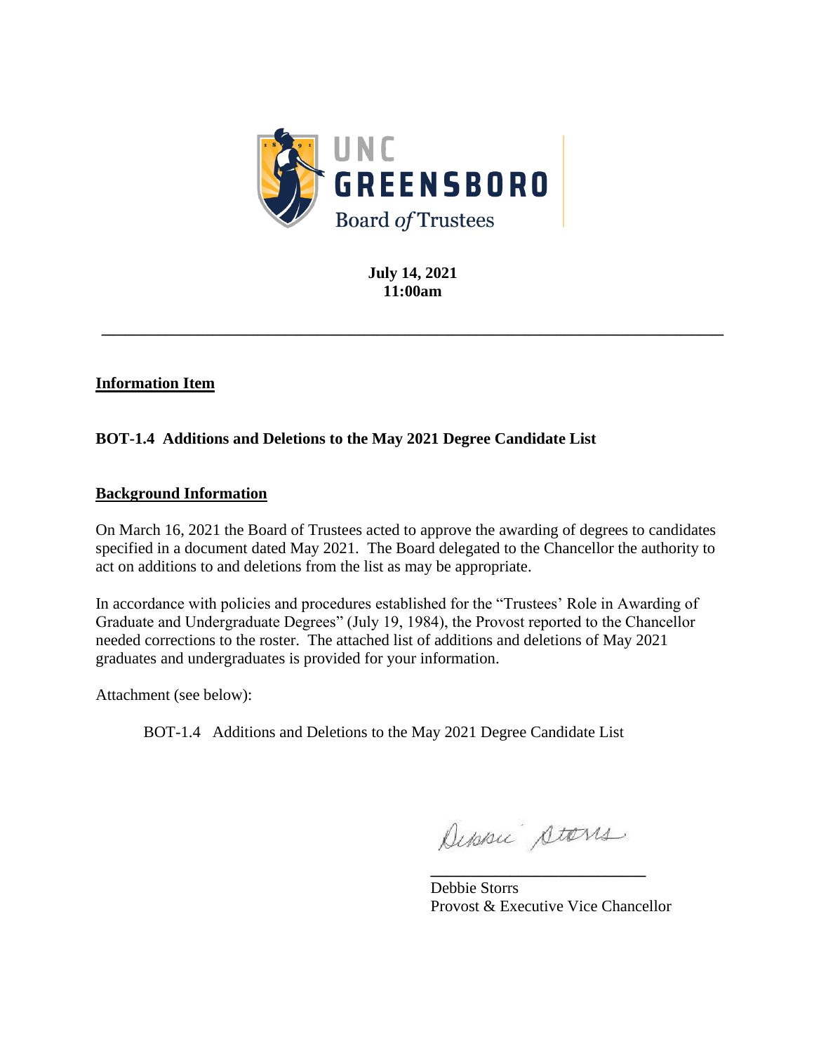UNC GREENSBORO

Board *of* Trustees

**July 14, 2021**
**11:00am**

---

**Information Item**

**BOT-1.4 Additions and Deletions to the May 2021 Degree Candidate List**

**Background Information**

On March 16, 2021 the Board of Trustees acted to approve the awarding of degrees to candidates specified in a document dated May 2021. The Board delegated to the Chancellor the authority to act on additions to and deletions from the list as may be appropriate.

In accordance with policies and procedures established for the "Trustees' Role in Awarding of Graduate and Undergraduate Degrees" (July 19, 1984), the Provost reported to the Chancellor needed corrections to the roster. The attached list of additions and deletions of May 2021 graduates and undergraduates is provided for your information.

Attachment (see below):

BOT-1.4 Additions and Deletions to the May 2021 Degree Candidate List

Debbie Storrs
Provost & Executive Vice Chancellor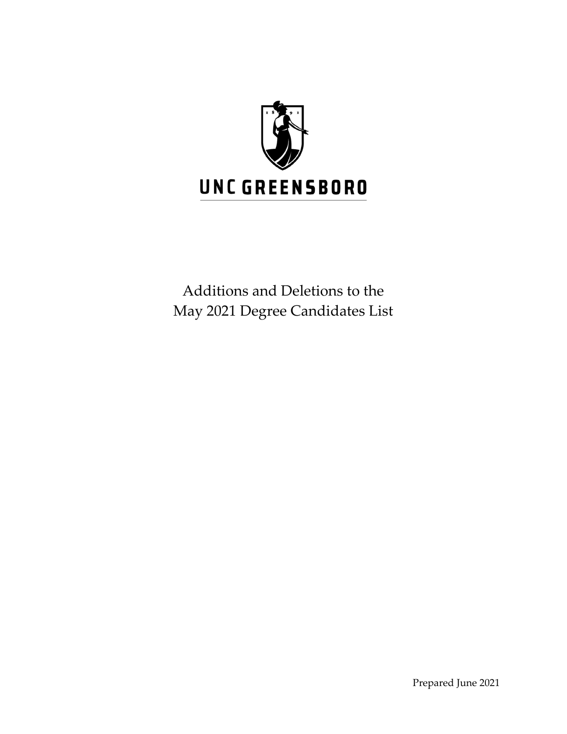UNC GREENSBORO

# Additions and Deletions to the May 2021 Degree Candidates List

Prepared June 2021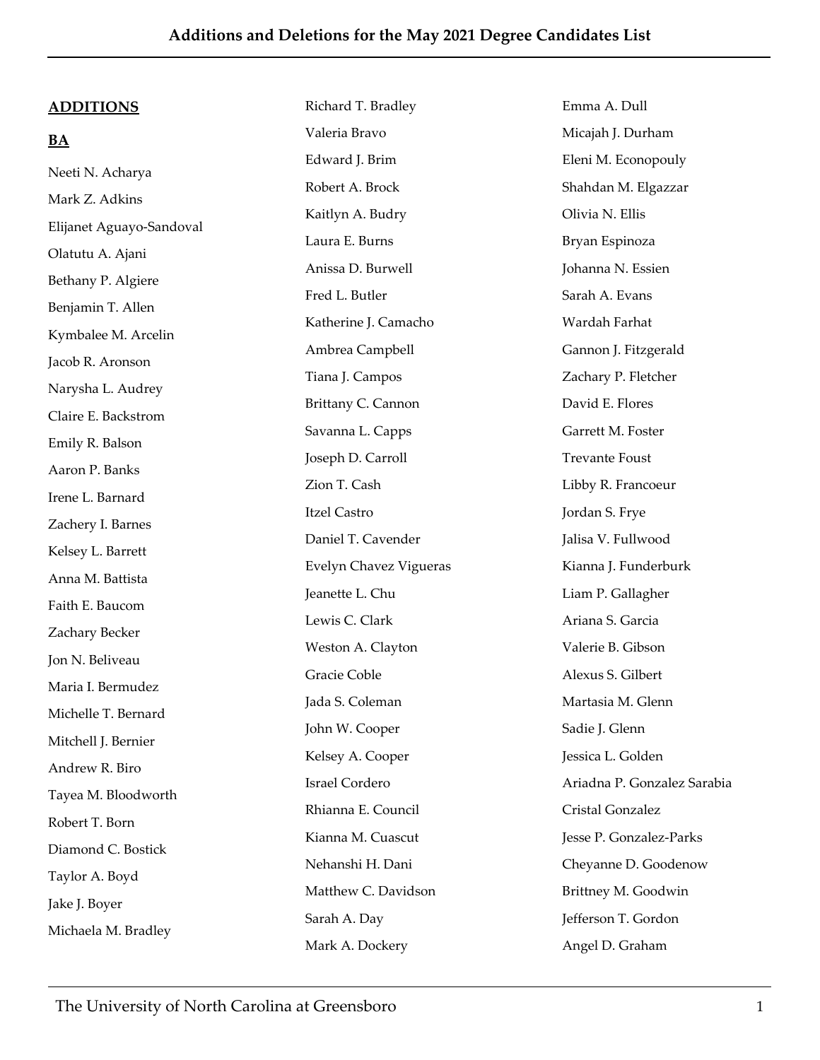# Additions and Deletions for the May 2021 Degree Candidates List

## ADDITIONS

### BA

Neeti N. Acharya
Mark Z. Adkins
Elijanet Aguayo-Sandoval
Olatutu A. Ajani
Bethany P. Algiere
Benjamin T. Allen
Kymbalee M. Arcelin
Jacob R. Aronson
Narysha L. Audrey
Claire E. Backstrom
Emily R. Balson
Aaron P. Banks
Irene L. Barnard
Zachery I. Barnes
Kelsey L. Barrett
Anna M. Battista
Faith E. Baucom
Zachary Becker
Jon N. Beliveau
Maria I. Bermudez
Michelle T. Bernard
Mitchell J. Bernier
Andrew R. Biro
Tayea M. Bloodworth
Robert T. Born
Diamond C. Bostick
Taylor A. Boyd
Jake J. Boyer
Michaela M. Bradley
Richard T. Bradley
Valeria Bravo
Edward J. Brim
Robert A. Brock
Kaitlyn A. Budry
Laura E. Burns
Anissa D. Burwell
Fred L. Butler
Katherine J. Camacho
Ambrea Campbell
Tiana J. Campos
Brittany C. Cannon
Savanna L. Capps
Joseph D. Carroll
Zion T. Cash
Itzel Castro
Daniel T. Cavender
Evelyn Chavez Vigueras
Jeanette L. Chu
Lewis C. Clark
Weston A. Clayton
Gracie Coble
Jada S. Coleman
John W. Cooper
Kelsey A. Cooper
Israel Cordero
Rhianna E. Council
Kianna M. Cuascut
Nehanshi H. Dani
Matthew C. Davidson
Sarah A. Day
Mark A. Dockery
Emma A. Dull
Micajah J. Durham
Eleni M. Econopouly
Shahdan M. Elgazzar
Olivia N. Ellis
Bryan Espinoza
Johanna N. Essien
Sarah A. Evans
Wardah Farhat
Gannon J. Fitzgerald
Zachary P. Fletcher
David E. Flores
Garrett M. Foster
Trevante Foust
Libby R. Francoeur
Jordan S. Frye
Jalisa V. Fullwood
Kianna J. Funderburk
Liam P. Gallagher
Ariana S. Garcia
Valerie B. Gibson
Alexus S. Gilbert
Martasia M. Glenn
Sadie J. Glenn
Jessica L. Golden
Ariadna P. Gonzalez Sarabia
Cristal Gonzalez
Jesse P. Gonzalez-Parks
Cheyanne D. Goodenow
Brittney M. Goodwin
Jefferson T. Gordon
Angel D. Graham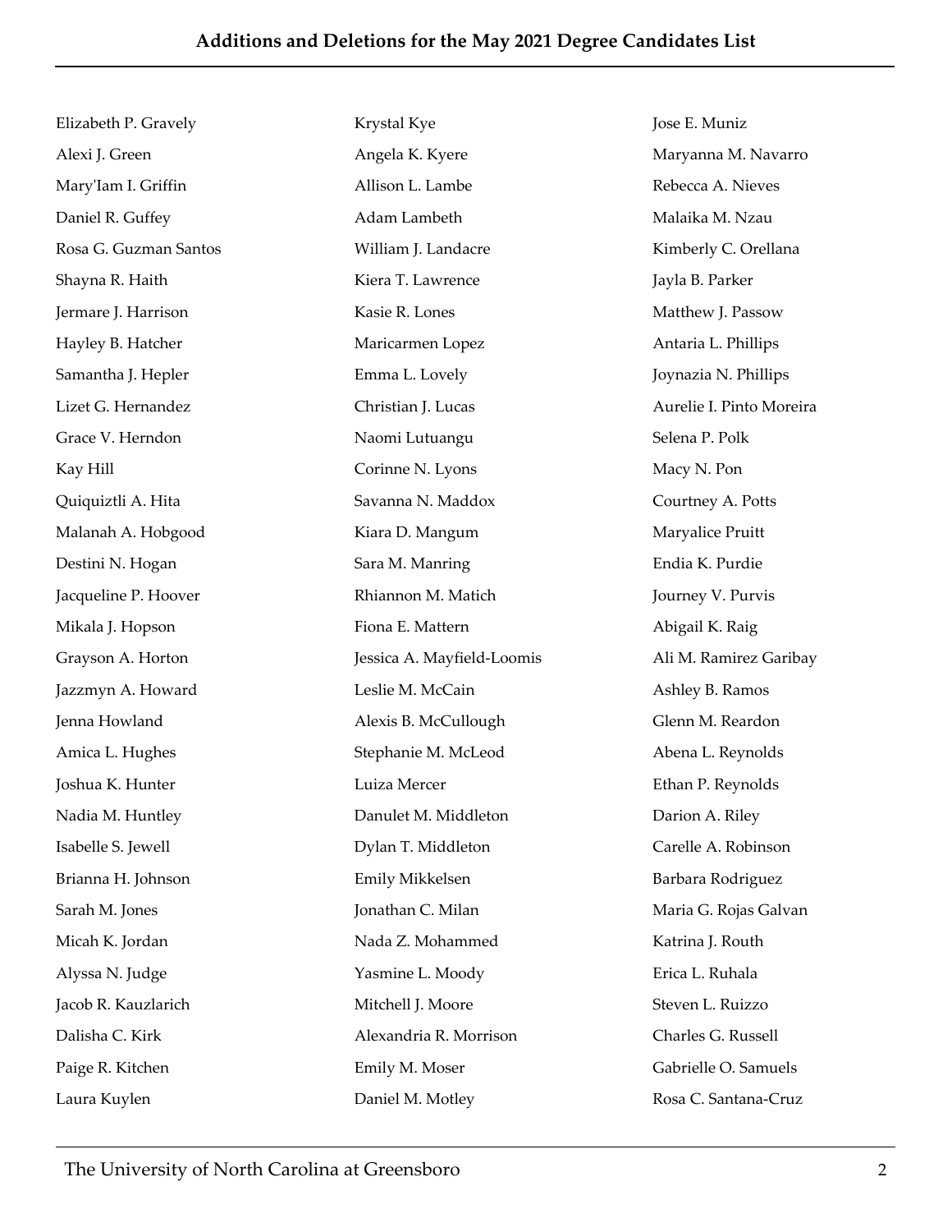Elizabeth P. Gravely
Alexi J. Green
Mary'Iam I. Griffin
Daniel R. Guffey
Rosa G. Guzman Santos
Shayna R. Haith
Jermare J. Harrison
Hayley B. Hatcher
Samantha J. Hepler
Lizet G. Hernandez
Grace V. Herndon
Kay Hill
Quiquiztli A. Hita
Malanah A. Hobgood
Destini N. Hogan
Jacqueline P. Hoover
Mikala J. Hopson
Grayson A. Horton
Jazzmyn A. Howard
Jenna Howland
Amica L. Hughes
Joshua K. Hunter
Nadia M. Huntley
Isabelle S. Jewell
Brianna H. Johnson
Sarah M. Jones
Micah K. Jordan
Alyssa N. Judge
Jacob R. Kauzlarich
Dalisha C. Kirk
Paige R. Kitchen
Laura Kuylen
Krystal Kye
Angela K. Kyere
Allison L. Lambe
Adam Lambeth
William J. Landacre
Kiera T. Lawrence
Kasie R. Lones
Maricarmen Lopez
Emma L. Lovely
Christian J. Lucas
Naomi Lutuangu
Corinne N. Lyons
Savanna N. Maddox
Kiara D. Mangum
Sara M. Manring
Rhiannon M. Matich
Fiona E. Mattern
Jessica A. Mayfield-Loomis
Leslie M. McCain
Alexis B. McCullough
Stephanie M. McLeod
Luiza Mercer
Danulet M. Middleton
Dylan T. Middleton
Emily Mikkelsen
Jonathan C. Milan
Nada Z. Mohammed
Yasmine L. Moody
Mitchell J. Moore
Alexandria R. Morrison
Emily M. Moser
Daniel M. Motley
Jose E. Muniz
Maryanna M. Navarro
Rebecca A. Nieves
Malaika M. Nzau
Kimberly C. Orellana
Jayla B. Parker
Matthew J. Passow
Antaria L. Phillips
Joynazia N. Phillips
Aurelie I. Pinto Moreira
Selena P. Polk
Macy N. Pon
Courtney A. Potts
Maryalice Pruitt
Endia K. Purdie
Journey V. Purvis
Abigail K. Raig
Ali M. Ramirez Garibay
Ashley B. Ramos
Glenn M. Reardon
Abena L. Reynolds
Ethan P. Reynolds
Darion A. Riley
Carelle A. Robinson
Barbara Rodriguez
Maria G. Rojas Galvan
Katrina J. Routh
Erica L. Ruhala
Steven L. Ruizzo
Charles G. Russell
Gabrielle O. Samuels
Rosa C. Santana-Cruz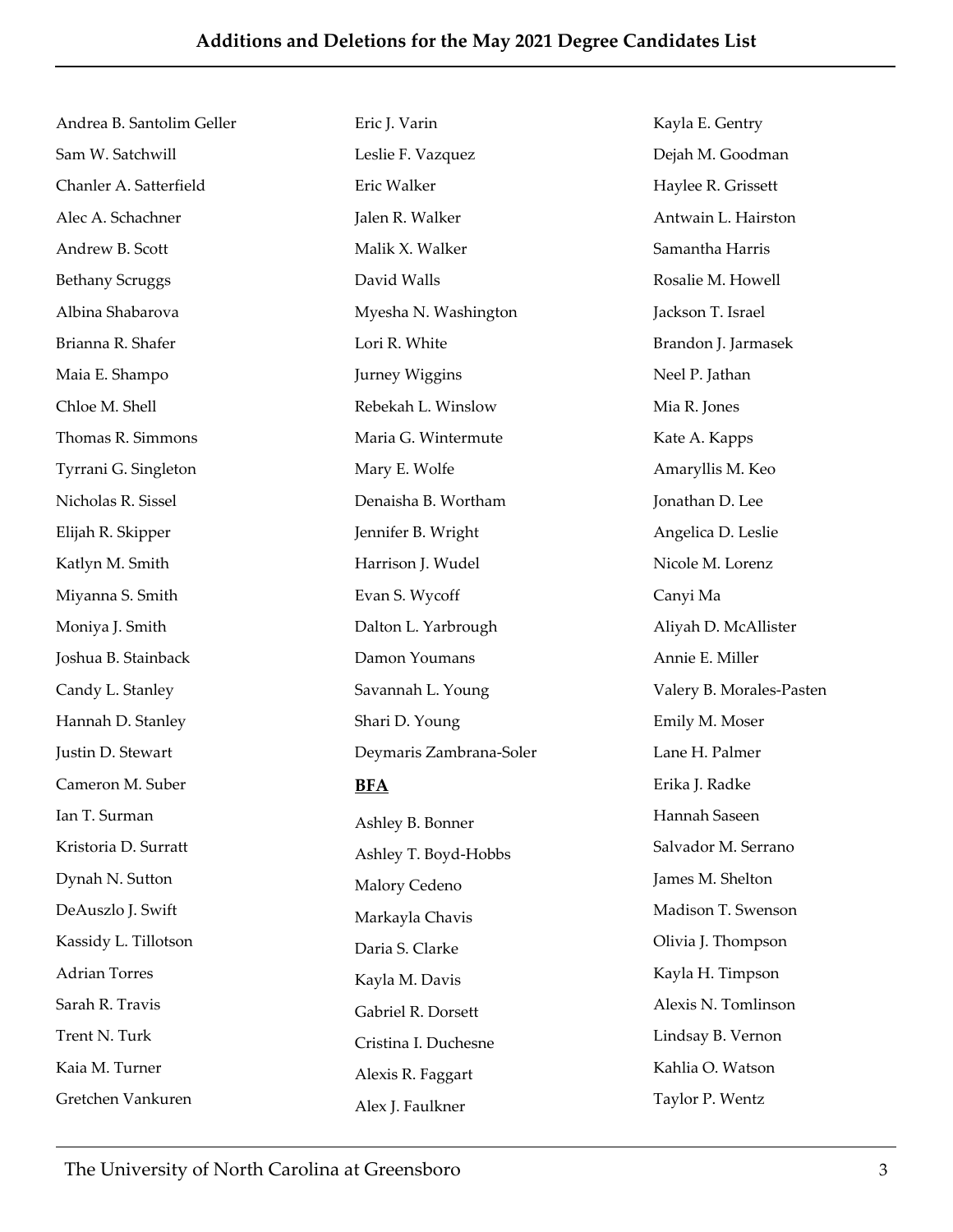Andrea B. Santolim Geller
Sam W. Satchwill
Chanler A. Satterfield
Alec A. Schachner
Andrew B. Scott
Bethany Scruggs
Albina Shabarova
Brianna R. Shafer
Maia E. Shampo
Chloe M. Shell
Thomas R. Simmons
Tyrrani G. Singleton
Nicholas R. Sissel
Elijah R. Skipper
Katlyn M. Smith
Miyanna S. Smith
Moniya J. Smith
Joshua B. Stainback
Candy L. Stanley
Hannah D. Stanley
Justin D. Stewart
Cameron M. Suber
Ian T. Surman
Kristoria D. Surratt
Dynah N. Sutton
DeAuszlo J. Swift
Kassidy L. Tillotson
Adrian Torres
Sarah R. Travis
Trent N. Turk
Kaia M. Turner
Gretchen Vankuren
Eric J. Varin
Leslie F. Vazquez
Eric Walker
Jalen R. Walker
Malik X. Walker
David Walls
Myesha N. Washington
Lori R. White
Jurney Wiggins
Rebekah L. Winslow
Maria G. Wintermute
Mary E. Wolfe
Denaisha B. Wortham
Jennifer B. Wright
Harrison J. Wudel
Evan S. Wycoff
Dalton L. Yarbrough
Damon Youmans
Savannah L. Young
Shari D. Young
Deymaris Zambrana-Soler

**BFA**

Ashley B. Bonner
Ashley T. Boyd-Hobbs
Malory Cedeno
Markayla Chavis
Daria S. Clarke
Kayla M. Davis
Gabriel R. Dorsett
Cristina I. Duchesne
Alexis R. Faggart
Alex J. Faulkner
Kayla E. Gentry
Dejah M. Goodman
Haylee R. Grissett
Antwain L. Hairston
Samantha Harris
Rosalie M. Howell
Jackson T. Israel
Brandon J. Jarmasek
Neel P. Jathan
Mia R. Jones
Kate A. Kapps
Amaryllis M. Keo
Jonathan D. Lee
Angelica D. Leslie
Nicole M. Lorenz
Canyi Ma
Aliyah D. McAllister
Annie E. Miller
Valery B. Morales-Pasten
Emily M. Moser
Lane H. Palmer
Erika J. Radke
Hannah Saseen
Salvador M. Serrano
James M. Shelton
Madison T. Swenson
Olivia J. Thompson
Kayla H. Timpson
Alexis N. Tomlinson
Lindsay B. Vernon
Kahlia O. Watson
Taylor P. Wentz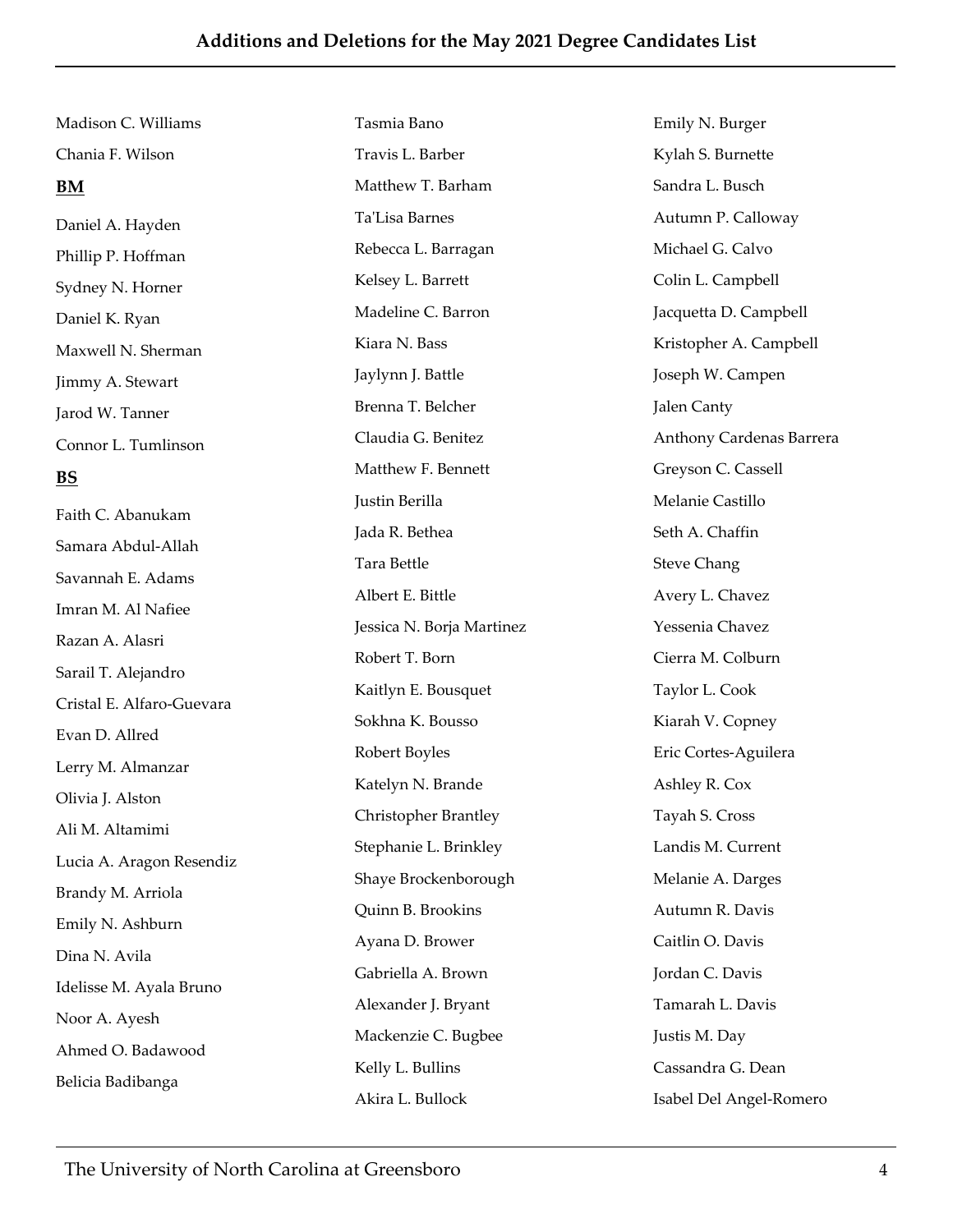Madison C. Williams

Chania F. Wilson

**BM**

Daniel A. Hayden

Phillip P. Hoffman

Sydney N. Horner

Daniel K. Ryan

Maxwell N. Sherman

Jimmy A. Stewart

Jarod W. Tanner

Connor L. Tumlinson

**BS**

Faith C. Abanukam

Samara Abdul-Allah

Savannah E. Adams

Imran M. Al Nafiee

Razan A. Alasri

Sarail T. Alejandro

Cristal E. Alfaro-Guevara

Evan D. Allred

Lerry M. Almanzar

Olivia J. Alston

Ali M. Altamimi

Lucia A. Aragon Resendiz

Brandy M. Arriola

Emily N. Ashburn

Dina N. Avila

Idelisse M. Ayala Bruno

Noor A. Ayesh

Ahmed O. Badawood

Belicia Badibanga

Tasmia Bano

Travis L. Barber

Matthew T. Barham

Ta'Lisa Barnes

Rebecca L. Barragan

Kelsey L. Barrett

Madeline C. Barron

Kiara N. Bass

Jaylynn J. Battle

Brenna T. Belcher

Claudia G. Benitez

Matthew F. Bennett

Justin Berilla

Jada R. Bethea

Tara Bettle

Albert E. Bittle

Jessica N. Borja Martinez

Robert T. Born

Kaitlyn E. Bousquet

Sokhna K. Bousso

Robert Boyles

Katelyn N. Brande

Christopher Brantley

Stephanie L. Brinkley

Shaye Brockenborough

Quinn B. Brookins

Ayana D. Brower

Gabriella A. Brown

Alexander J. Bryant

Mackenzie C. Bugbee

Kelly L. Bullins

Akira L. Bullock

Emily N. Burger

Kylah S. Burnette

Sandra L. Busch

Autumn P. Calloway

Michael G. Calvo

Colin L. Campbell

Jacquetta D. Campbell

Kristopher A. Campbell

Joseph W. Campen

Jalen Canty

Anthony Cardenas Barrera

Greyson C. Cassell

Melanie Castillo

Seth A. Chaffin

Steve Chang

Avery L. Chavez

Yessenia Chavez

Cierra M. Colburn

Taylor L. Cook

Kiarah V. Copney

Eric Cortes-Aguilera

Ashley R. Cox

Tayah S. Cross

Landis M. Current

Melanie A. Darges

Autumn R. Davis

Caitlin O. Davis

Jordan C. Davis

Tamarah L. Davis

Justis M. Day

Cassandra G. Dean

Isabel Del Angel-Romero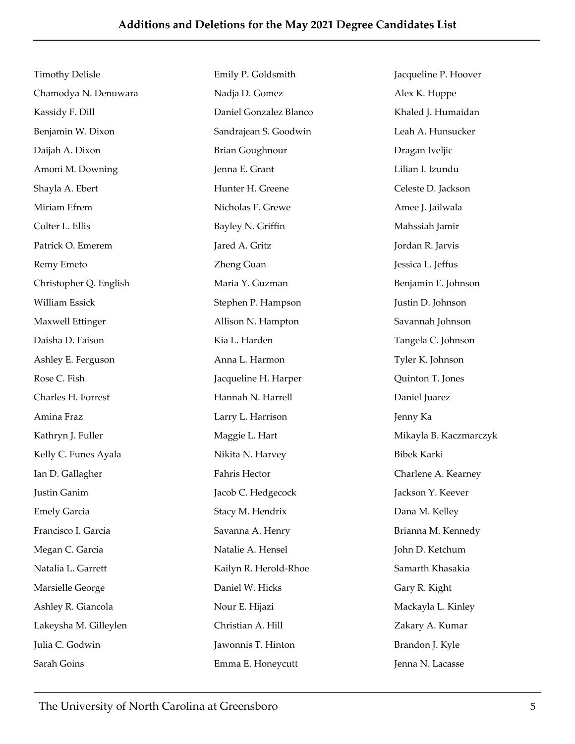Timothy Delisle
Chamodya N. Denuwara
Kassidy F. Dill
Benjamin W. Dixon
Daijah A. Dixon
Amoni M. Downing
Shayla A. Ebert
Miriam Efrem
Colter L. Ellis
Patrick O. Emerem
Remy Emeto
Christopher Q. English
William Essick
Maxwell Ettinger
Daisha D. Faison
Ashley E. Ferguson
Rose C. Fish
Charles H. Forrest
Amina Fraz
Kathryn J. Fuller
Kelly C. Funes Ayala
Ian D. Gallagher
Justin Ganim
Emely Garcia
Francisco I. Garcia
Megan C. Garcia
Natalia L. Garrett
Marsielle George
Ashley R. Giancola
Lakeysha M. Gilleylen
Julia C. Godwin
Sarah Goins
Emily P. Goldsmith
Nadja D. Gomez
Daniel Gonzalez Blanco
Sandrajean S. Goodwin
Brian Goughnour
Jenna E. Grant
Hunter H. Greene
Nicholas F. Grewe
Bayley N. Griffin
Jared A. Gritz
Zheng Guan
Maria Y. Guzman
Stephen P. Hampson
Allison N. Hampton
Kia L. Harden
Anna L. Harmon
Jacqueline H. Harper
Hannah N. Harrell
Larry L. Harrison
Maggie L. Hart
Nikita N. Harvey
Fahris Hector
Jacob C. Hedgecock
Stacy M. Hendrix
Savanna A. Henry
Natalie A. Hensel
Kailyn R. Herold-Rhoe
Daniel W. Hicks
Nour E. Hijazi
Christian A. Hill
Jawonnis T. Hinton
Emma E. Honeycutt
Jacqueline P. Hoover
Alex K. Hoppe
Khaled J. Humaidan
Leah A. Hunsucker
Dragan Iveljic
Lilian I. Izundu
Celeste D. Jackson
Amee J. Jailwala
Mahssiah Jamir
Jordan R. Jarvis
Jessica L. Jeffus
Benjamin E. Johnson
Justin D. Johnson
Savannah Johnson
Tangela C. Johnson
Tyler K. Johnson
Quinton T. Jones
Daniel Juarez
Jenny Ka
Mikayla B. Kaczmarczyk
Bibek Karki
Charlene A. Kearney
Jackson Y. Keever
Dana M. Kelley
Brianna M. Kennedy
John D. Ketchum
Samarth Khasakia
Gary R. Kight
Mackayla L. Kinley
Zakary A. Kumar
Brandon J. Kyle
Jenna N. Lacasse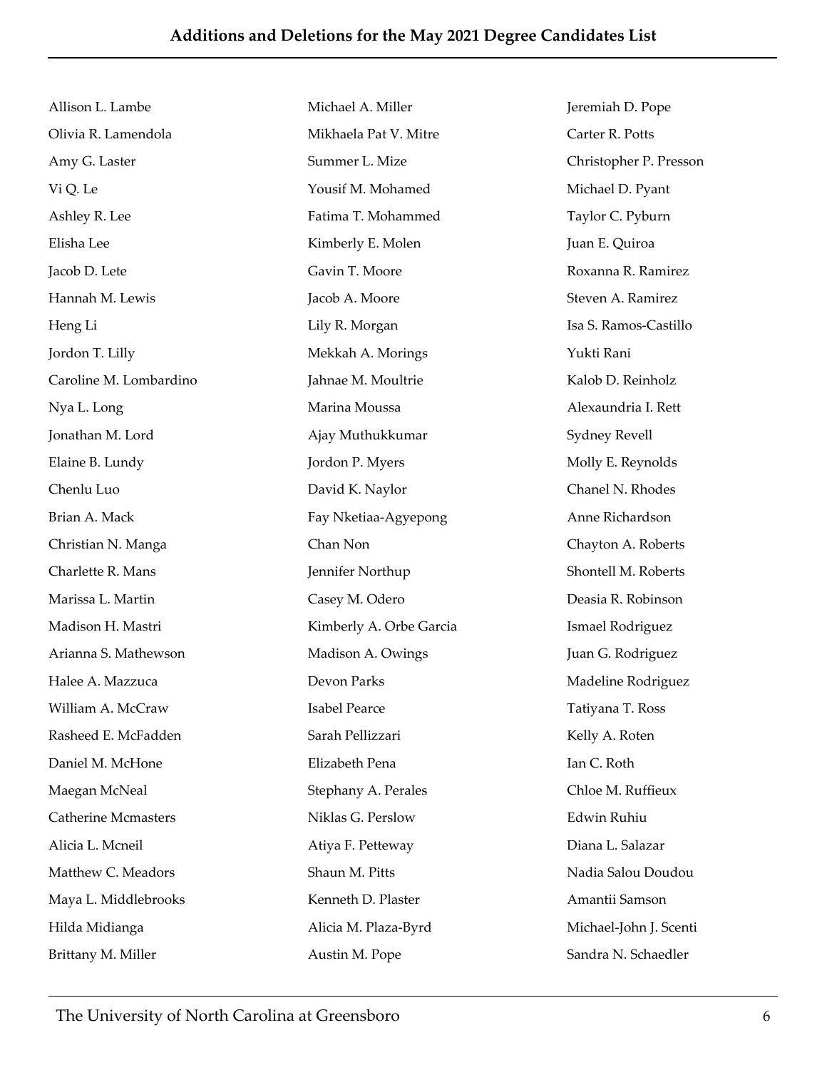Allison L. Lambe
Olivia R. Lamendola
Amy G. Laster
Vi Q. Le
Ashley R. Lee
Elisha Lee
Jacob D. Lete
Hannah M. Lewis
Heng Li
Jordon T. Lilly
Caroline M. Lombardino
Nya L. Long
Jonathan M. Lord
Elaine B. Lundy
Chenlu Luo
Brian A. Mack
Christian N. Manga
Charlette R. Mans
Marissa L. Martin
Madison H. Mastri
Arianna S. Mathewson
Halee A. Mazzuca
William A. McCraw
Rasheed E. McFadden
Daniel M. McHone
Maegan McNeal
Catherine Mcmasters
Alicia L. Mcneil
Matthew C. Meadors
Maya L. Middlebrooks
Hilda Midianga
Brittany M. Miller
Michael A. Miller
Mikhaela Pat V. Mitre
Summer L. Mize
Yousif M. Mohamed
Fatima T. Mohammed
Kimberly E. Molen
Gavin T. Moore
Jacob A. Moore
Lily R. Morgan
Mekkah A. Morings
Jahnae M. Moultrie
Marina Moussa
Ajay Muthukkumar
Jordon P. Myers
David K. Naylor
Fay Nketiaa-Agyepong
Chan Non
Jennifer Northup
Casey M. Odero
Kimberly A. Orbe Garcia
Madison A. Owings
Devon Parks
Isabel Pearce
Sarah Pellizzari
Elizabeth Pena
Stephany A. Perales
Niklas G. Perslow
Atiya F. Petteway
Shaun M. Pitts
Kenneth D. Plaster
Alicia M. Plaza-Byrd
Austin M. Pope
Jeremiah D. Pope
Carter R. Potts
Christopher P. Presson
Michael D. Pyant
Taylor C. Pyburn
Juan E. Quiroa
Roxanna R. Ramirez
Steven A. Ramirez
Isa S. Ramos-Castillo
Yukti Rani
Kalob D. Reinholz
Alexaundria I. Rett
Sydney Revell
Molly E. Reynolds
Chanel N. Rhodes
Anne Richardson
Chayton A. Roberts
Shontell M. Roberts
Deasia R. Robinson
Ismael Rodriguez
Juan G. Rodriguez
Madeline Rodriguez
Tatiyana T. Ross
Kelly A. Roten
Ian C. Roth
Chloe M. Ruffieux
Edwin Ruhiu
Diana L. Salazar
Nadia Salou Doudou
Amantii Samson
Michael-John J. Scenti
Sandra N. Schaedler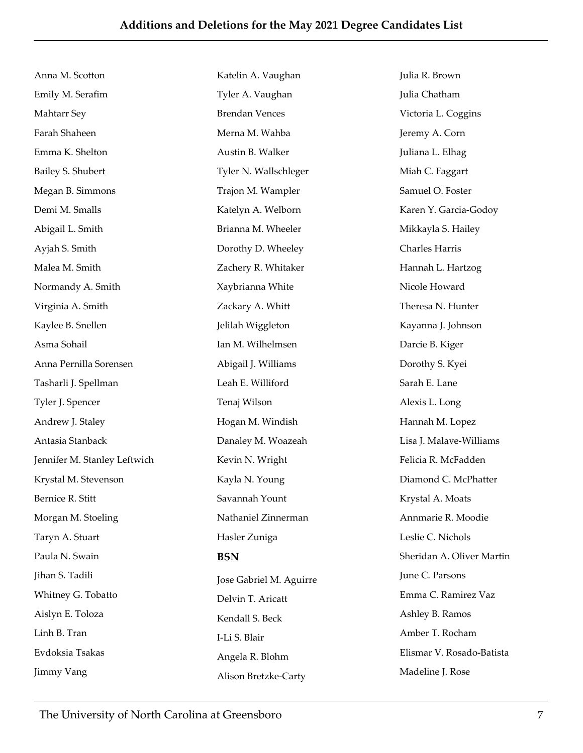Anna M. Scotton
Emily M. Serafim
Mahtarr Sey
Farah Shaheen
Emma K. Shelton
Bailey S. Shubert
Megan B. Simmons
Demi M. Smalls
Abigail L. Smith
Ayjah S. Smith
Malea M. Smith
Normandy A. Smith
Virginia A. Smith
Kaylee B. Snellen
Asma Sohail
Anna Pernilla Sorensen
Tasharli J. Spellman
Tyler J. Spencer
Andrew J. Staley
Antasia Stanback
Jennifer M. Stanley Leftwich
Krystal M. Stevenson
Bernice R. Stitt
Morgan M. Stoeling
Taryn A. Stuart
Paula N. Swain
Jihan S. Tadili
Whitney G. Tobatto
Aislyn E. Toloza
Linh B. Tran
Evdoksia Tsakas
Jimmy Vang
Katelin A. Vaughan
Tyler A. Vaughan
Brendan Vences
Merna M. Wahba
Austin B. Walker
Tyler N. Wallschleger
Trajon M. Wampler
Katelyn A. Welborn
Brianna M. Wheeler
Dorothy D. Wheeley
Zachery R. Whitaker
Xaybrianna White
Zackary A. Whitt
Jelilah Wiggleton
Ian M. Wilhelmsen
Abigail J. Williams
Leah E. Williford
Tenaj Wilson
Hogan M. Windish
Danaley M. Woazeah
Kevin N. Wright
Kayla N. Young
Savannah Yount
Nathaniel Zinnerman
Hasler Zuniga

**BSN**

Jose Gabriel M. Aguirre
Delvin T. Aricatt
Kendall S. Beck
I-Li S. Blair
Angela R. Blohm
Alison Bretzke-Carty
Julia R. Brown
Julia Chatham
Victoria L. Coggins
Jeremy A. Corn
Juliana L. Elhag
Miah C. Faggart
Samuel O. Foster
Karen Y. Garcia-Godoy
Mikkayla S. Hailey
Charles Harris
Hannah L. Hartzog
Nicole Howard
Theresa N. Hunter
Kayanna J. Johnson
Darcie B. Kiger
Dorothy S. Kyei
Sarah E. Lane
Alexis L. Long
Hannah M. Lopez
Lisa J. Malave-Williams
Felicia R. McFadden
Diamond C. McPhatter
Krystal A. Moats
Annmarie R. Moodie
Leslie C. Nichols
Sheridan A. Oliver Martin
June C. Parsons
Emma C. Ramirez Vaz
Ashley B. Ramos
Amber T. Rocham
Elismar V. Rosado-Batista
Madeline J. Rose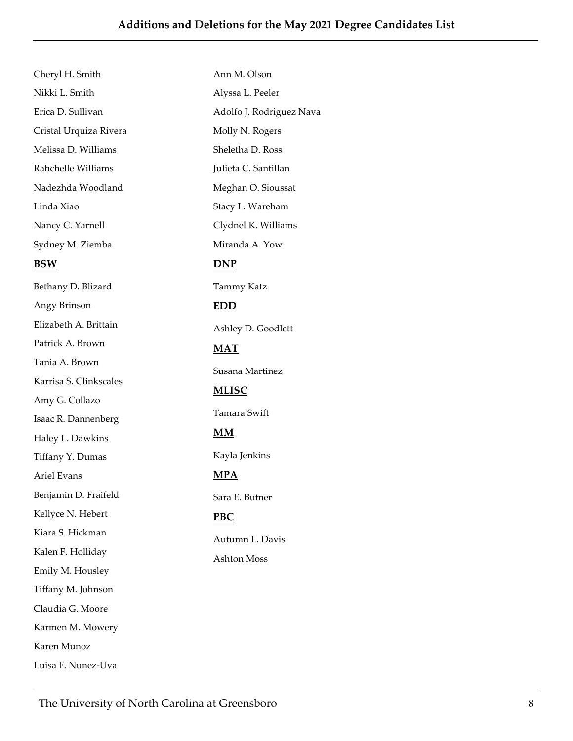Cheryl H. Smith

Nikki L. Smith

Erica D. Sullivan

Cristal Urquiza Rivera

Melissa D. Williams

Rahchelle Williams

Nadezhda Woodland

Linda Xiao

Nancy C. Yarnell

Sydney M. Ziemba

**BSW**

Bethany D. Blizard

Angy Brinson

Elizabeth A. Brittain

Patrick A. Brown

Tania A. Brown

Karrisa S. Clinkscales

Amy G. Collazo

Isaac R. Dannenberg

Haley L. Dawkins

Tiffany Y. Dumas

Ariel Evans

Benjamin D. Fraifeld

Kellyce N. Hebert

Kiara S. Hickman

Kalen F. Holliday

Emily M. Housley

Tiffany M. Johnson

Claudia G. Moore

Karmen M. Mowery

Karen Munoz

Luisa F. Nunez-Uva

Ann M. Olson

Alyssa L. Peeler

Adolfo J. Rodriguez Nava

Molly N. Rogers

Sheletha D. Ross

Julieta C. Santillan

Meghan O. Sioussat

Stacy L. Wareham

Clydnel K. Williams

Miranda A. Yow

**DNP**

Tammy Katz

**EDD**

Ashley D. Goodlett

**MAT**

Susana Martinez

**MLISC**

Tamara Swift

**MM**

Kayla Jenkins

**MPA**

Sara E. Butner

**PBC**

Autumn L. Davis

Ashton Moss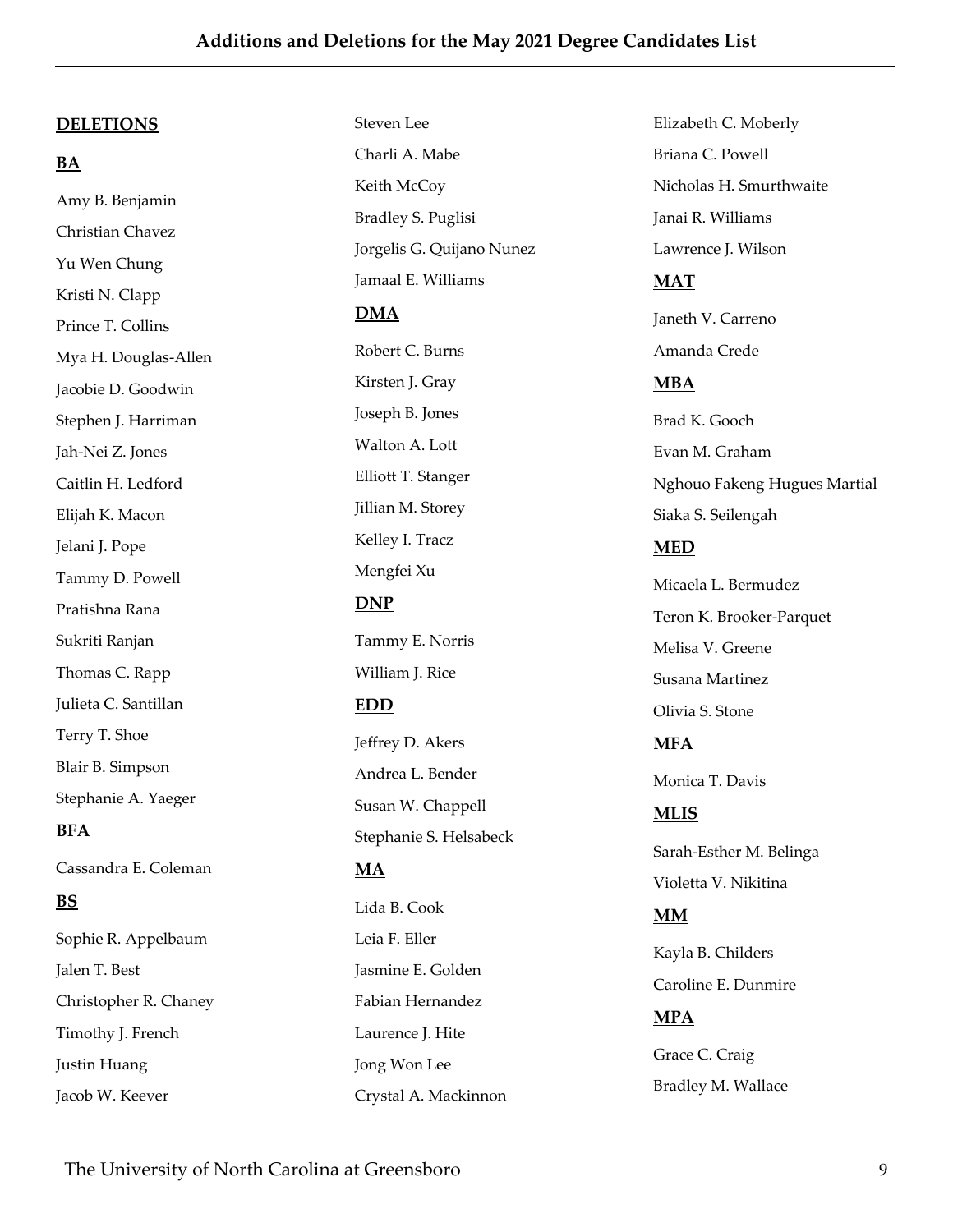# Additions and Deletions for the May 2021 Degree Candidates List

## DELETIONS

### BA

Amy B. Benjamin
Christian Chavez
Yu Wen Chung
Kristi N. Clapp
Prince T. Collins
Mya H. Douglas-Allen
Jacobie D. Goodwin
Stephen J. Harriman
Jah-Nei Z. Jones
Caitlin H. Ledford
Elijah K. Macon
Jelani J. Pope
Tammy D. Powell
Pratishna Rana
Sukriti Ranjan
Thomas C. Rapp
Julieta C. Santillan
Terry T. Shoe
Blair B. Simpson
Stephanie A. Yaeger

### BFA

Cassandra E. Coleman

### BS

Sophie R. Appelbaum
Jalen T. Best
Christopher R. Chaney
Timothy J. French
Justin Huang
Jacob W. Keever
Steven Lee
Charli A. Mabe
Keith McCoy
Bradley S. Puglisi
Jorgelis G. Quijano Nunez
Jamaal E. Williams

### DMA

Robert C. Burns
Kirsten J. Gray
Joseph B. Jones
Walton A. Lott
Elliott T. Stanger
Jillian M. Storey
Kelley I. Tracz
Mengfei Xu

### DNP

Tammy E. Norris
William J. Rice

### EDD

Jeffrey D. Akers
Andrea L. Bender
Susan W. Chappell
Stephanie S. Helsabeck

### MA

Lida B. Cook
Leia F. Eller
Jasmine E. Golden
Fabian Hernandez
Laurence J. Hite
Jong Won Lee
Crystal A. Mackinnon
Elizabeth C. Moberly
Briana C. Powell
Nicholas H. Smurthwaite
Janai R. Williams
Lawrence J. Wilson

### MAT

Janeth V. Carreno
Amanda Crede

### MBA

Brad K. Gooch
Evan M. Graham
Nghouo Fakeng Hugues Martial
Siaka S. Seilengah

### MED

Micaela L. Bermudez
Teron K. Brooker-Parquet
Melisa V. Greene
Susana Martinez
Olivia S. Stone

### MFA

Monica T. Davis

### MLIS

Sarah-Esther M. Belinga
Violetta V. Nikitina

### MM

Kayla B. Childers
Caroline E. Dunmire

### MPA

Grace C. Craig
Bradley M. Wallace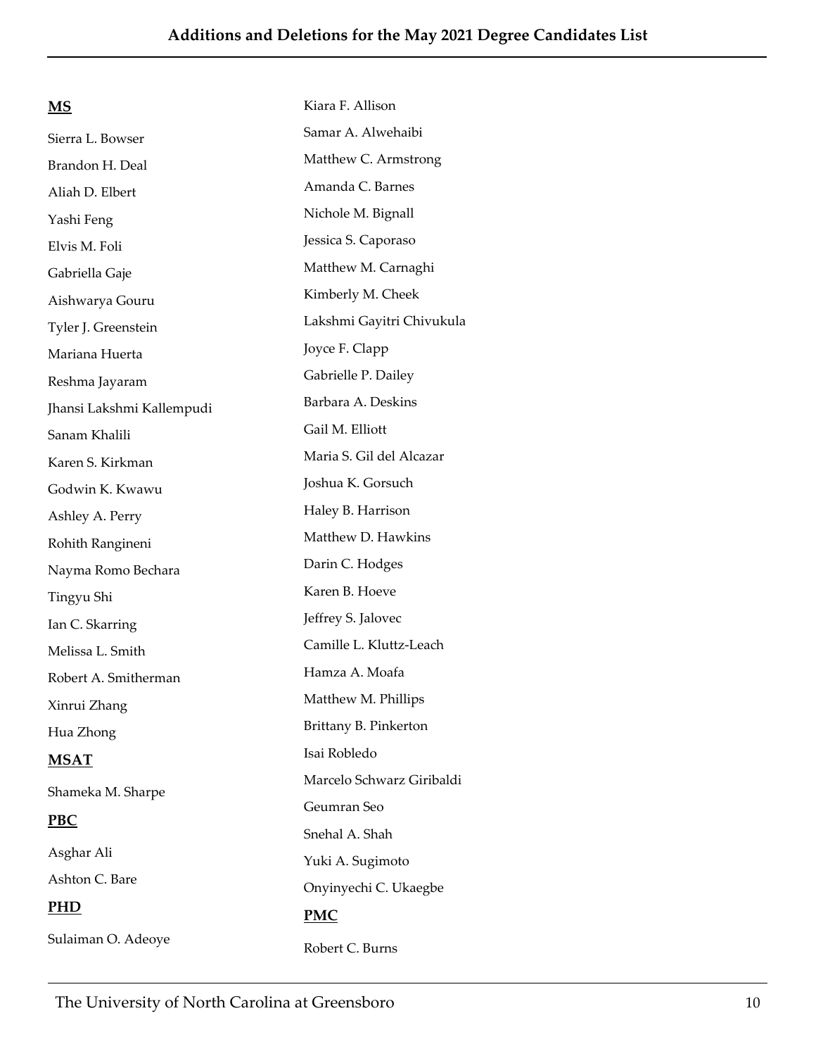## Additions and Deletions for the May 2021 Degree Candidates List

**MS**

Sierra L. Bowser
Brandon H. Deal
Aliah D. Elbert
Yashi Feng
Elvis M. Foli
Gabriella Gaje
Aishwarya Gouru
Tyler J. Greenstein
Mariana Huerta
Reshma Jayaram
Jhansi Lakshmi Kallempudi
Sanam Khalili
Karen S. Kirkman
Godwin K. Kwawu
Ashley A. Perry
Rohith Rangineni
Nayma Romo Bechara
Tingyu Shi
Ian C. Skarring
Melissa L. Smith
Robert A. Smitherman
Xinrui Zhang
Hua Zhong

**MSAT**

Shameka M. Sharpe

**PBC**

Asghar Ali
Ashton C. Bare

**PHD**

Sulaiman O. Adeoye
Kiara F. Allison
Samar A. Alwehaibi
Matthew C. Armstrong
Amanda C. Barnes
Nichole M. Bignall
Jessica S. Caporaso
Matthew M. Carnaghi
Kimberly M. Cheek
Lakshmi Gayitri Chivukula
Joyce F. Clapp
Gabrielle P. Dailey
Barbara A. Deskins
Gail M. Elliott
Maria S. Gil del Alcazar
Joshua K. Gorsuch
Haley B. Harrison
Matthew D. Hawkins
Darin C. Hodges
Karen B. Hoeve
Jeffrey S. Jalovec
Camille L. Kluttz-Leach
Hamza A. Moafa
Matthew M. Phillips
Brittany B. Pinkerton
Isai Robledo
Marcelo Schwarz Giribaldi
Geumran Seo
Snehal A. Shah
Yuki A. Sugimoto
Onyinyechi C. Ukaegbe

**PMC**

Robert C. Burns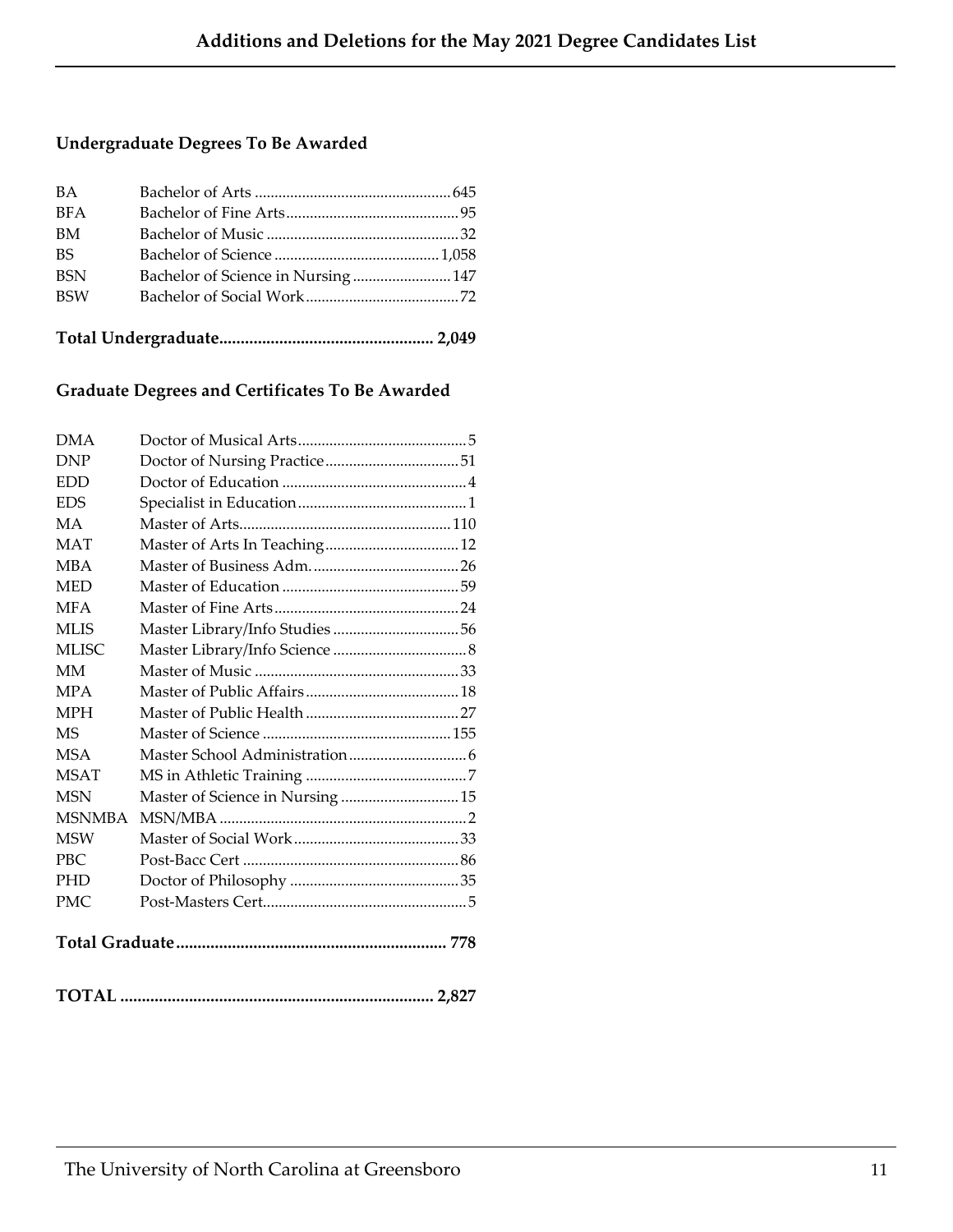# Additions and Deletions for the May 2021 Degree Candidates List

### Undergraduate Degrees To Be Awarded

| | | |
|---|---|---|
| BA | Bachelor of Arts | 645 |
| BFA | Bachelor of Fine Arts | 95 |
| BM | Bachelor of Music | 32 |
| BS | Bachelor of Science | 1,058 |
| BSN | Bachelor of Science in Nursing | 147 |
| BSW | Bachelor of Social Work | 72 |

**Total Undergraduate.................................................. 2,049**

### Graduate Degrees and Certificates To Be Awarded

| | | |
|---|---|---|
| DMA | Doctor of Musical Arts | 5 |
| DNP | Doctor of Nursing Practice | 51 |
| EDD | Doctor of Education | 4 |
| EDS | Specialist in Education | 1 |
| MA | Master of Arts | 110 |
| MAT | Master of Arts In Teaching | 12 |
| MBA | Master of Business Adm. | 26 |
| MED | Master of Education | 59 |
| MFA | Master of Fine Arts | 24 |
| MLIS | Master Library/Info Studies | 56 |
| MLISC | Master Library/Info Science | 8 |
| MM | Master of Music | 33 |
| MPA | Master of Public Affairs | 18 |
| MPH | Master of Public Health | 27 |
| MS | Master of Science | 155 |
| MSA | Master School Administration | 6 |
| MSAT | MS in Athletic Training | 7 |
| MSN | Master of Science in Nursing | 15 |
| MSNMBA | MSN/MBA | 2 |
| MSW | Master of Social Work | 33 |
| PBC | Post-Bacc Cert | 86 |
| PHD | Doctor of Philosophy | 35 |
| PMC | Post-Masters Cert | 5 |

**Total Graduate.............................................................. 778**

**TOTAL ......................................................................... 2,827**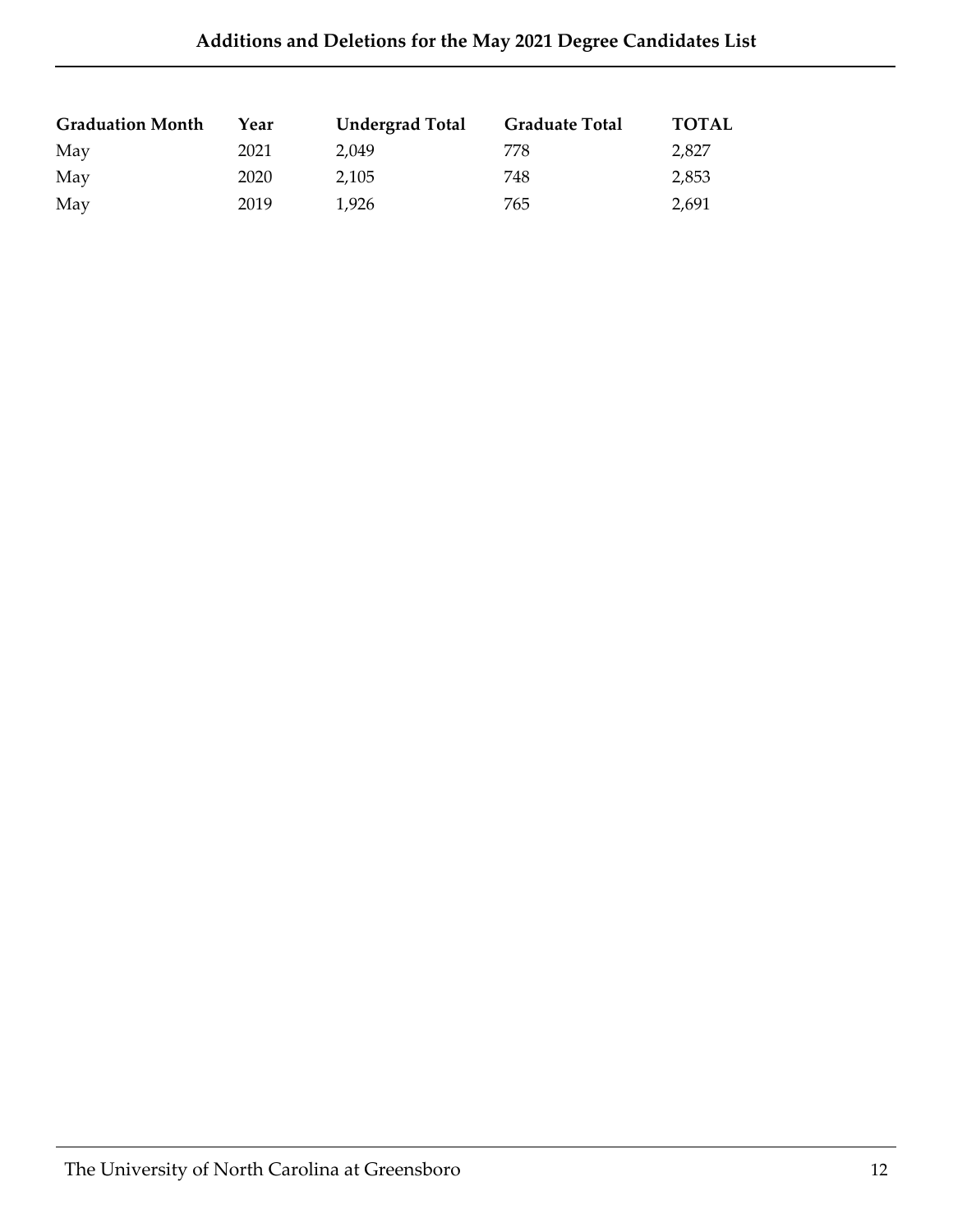## Additions and Deletions for the May 2021 Degree Candidates List

| Graduation Month | Year | Undergrad Total | Graduate Total | TOTAL |
|---|---|---|---|---|
| May | 2021 | 2,049 | 778 | 2,827 |
| May | 2020 | 2,105 | 748 | 2,853 |
| May | 2019 | 1,926 | 765 | 2,691 |